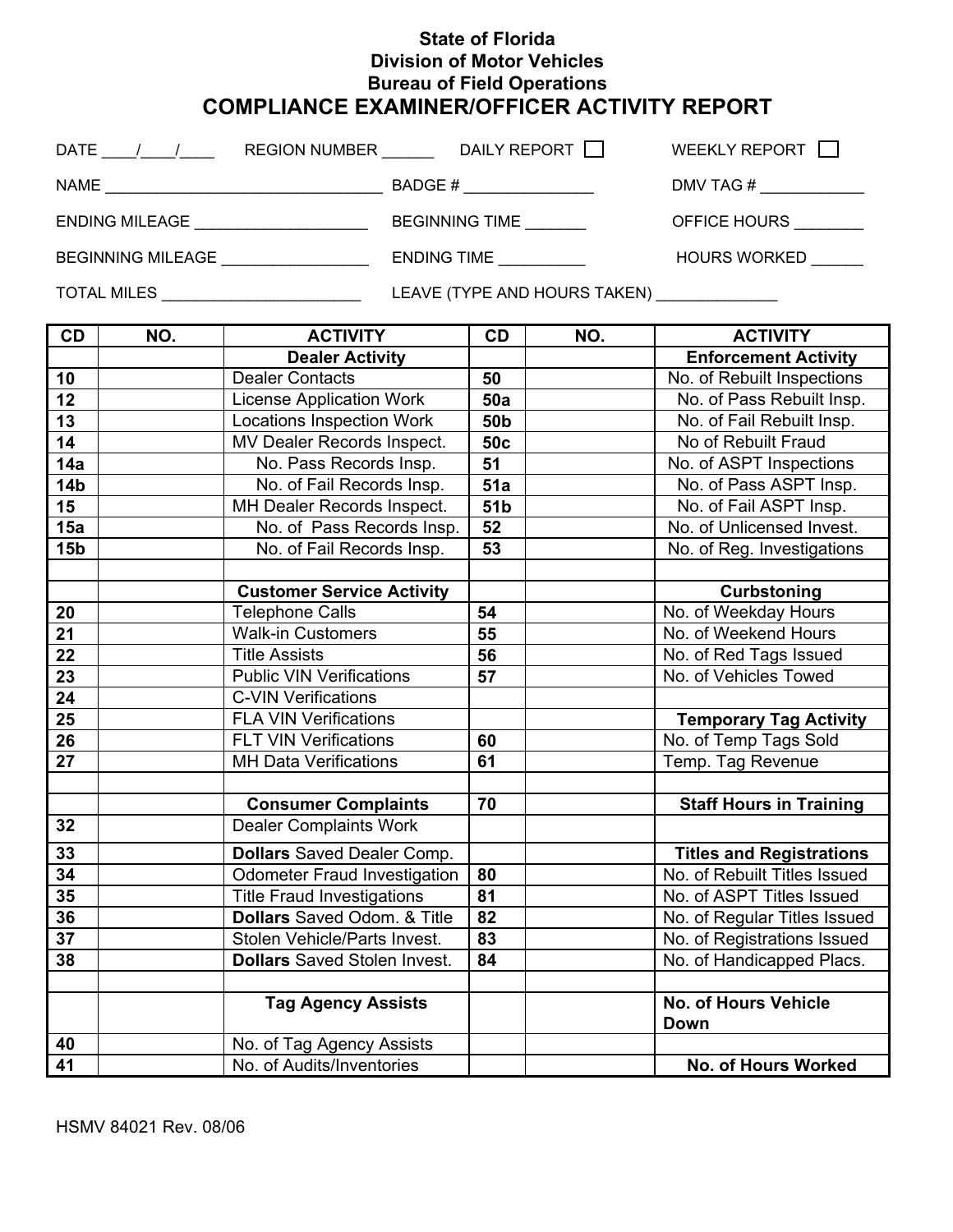**State of Florida**
**Division of Motor Vehicles**
**Bureau of Field Operations**

# COMPLIANCE EXAMINER/OFFICER ACTIVITY REPORT

DATE ____/____/____ REGION NUMBER ______ DAILY REPORT ☐ WEEKLY REPORT ☐

NAME ________________________________ BADGE # _______________ DMV TAG # ____________

ENDING MILEAGE ____________________ BEGINNING TIME _______ OFFICE HOURS ________

BEGINNING MILEAGE _________________ ENDING TIME __________ HOURS WORKED ______

TOTAL MILES _______________________ LEAVE (TYPE AND HOURS TAKEN) ______________

| CD | NO. | ACTIVITY | CD | NO. | ACTIVITY |
|---|---|---|---|---|---|
| | | **Dealer Activity** | | | **Enforcement Activity** |
| **10** | | Dealer Contacts | **50** | | No. of Rebuilt Inspections |
| **12** | | License Application Work | **50a** | | No. of Pass Rebuilt Insp. |
| **13** | | Locations Inspection Work | **50b** | | No. of Fail Rebuilt Insp. |
| **14** | | MV Dealer Records Inspect. | **50c** | | No of Rebuilt Fraud |
| **14a** | | No. Pass Records Insp. | **51** | | No. of ASPT Inspections |
| **14b** | | No. of Fail Records Insp. | **51a** | | No. of Pass ASPT Insp. |
| **15** | | MH Dealer Records Inspect. | **51b** | | No. of Fail ASPT Insp. |
| **15a** | | No. of Pass Records Insp. | **52** | | No. of Unlicensed Invest. |
| **15b** | | No. of Fail Records Insp. | **53** | | No. of Reg. Investigations |
| | | | | | |
| | | **Customer Service Activity** | | | **Curbstoning** |
| **20** | | Telephone Calls | **54** | | No. of Weekday Hours |
| **21** | | Walk-in Customers | **55** | | No. of Weekend Hours |
| **22** | | Title Assists | **56** | | No. of Red Tags Issued |
| **23** | | Public VIN Verifications | **57** | | No. of Vehicles Towed |
| **24** | | C-VIN Verifications | | | |
| **25** | | FLA VIN Verifications | | | **Temporary Tag Activity** |
| **26** | | FLT VIN Verifications | **60** | | No. of Temp Tags Sold |
| **27** | | MH Data Verifications | **61** | | Temp. Tag Revenue |
| | | | | | |
| | | **Consumer Complaints** | **70** | | **Staff Hours in Training** |
| **32** | | Dealer Complaints Work | | | |
| **33** | | **Dollars** Saved Dealer Comp. | | | **Titles and Registrations** |
| **34** | | Odometer Fraud Investigation | **80** | | No. of Rebuilt Titles Issued |
| **35** | | Title Fraud Investigations | **81** | | No. of ASPT Titles Issued |
| **36** | | **Dollars** Saved Odom. & Title | **82** | | No. of Regular Titles Issued |
| **37** | | Stolen Vehicle/Parts Invest. | **83** | | No. of Registrations Issued |
| **38** | | **Dollars** Saved Stolen Invest. | **84** | | No. of Handicapped Placs. |
| | | | | | |
| | | **Tag Agency Assists** | | | **No. of Hours Vehicle Down** |
| **40** | | No. of Tag Agency Assists | | | |
| **41** | | No. of Audits/Inventories | | | **No. of Hours Worked** |

HSMV 84021 Rev. 08/06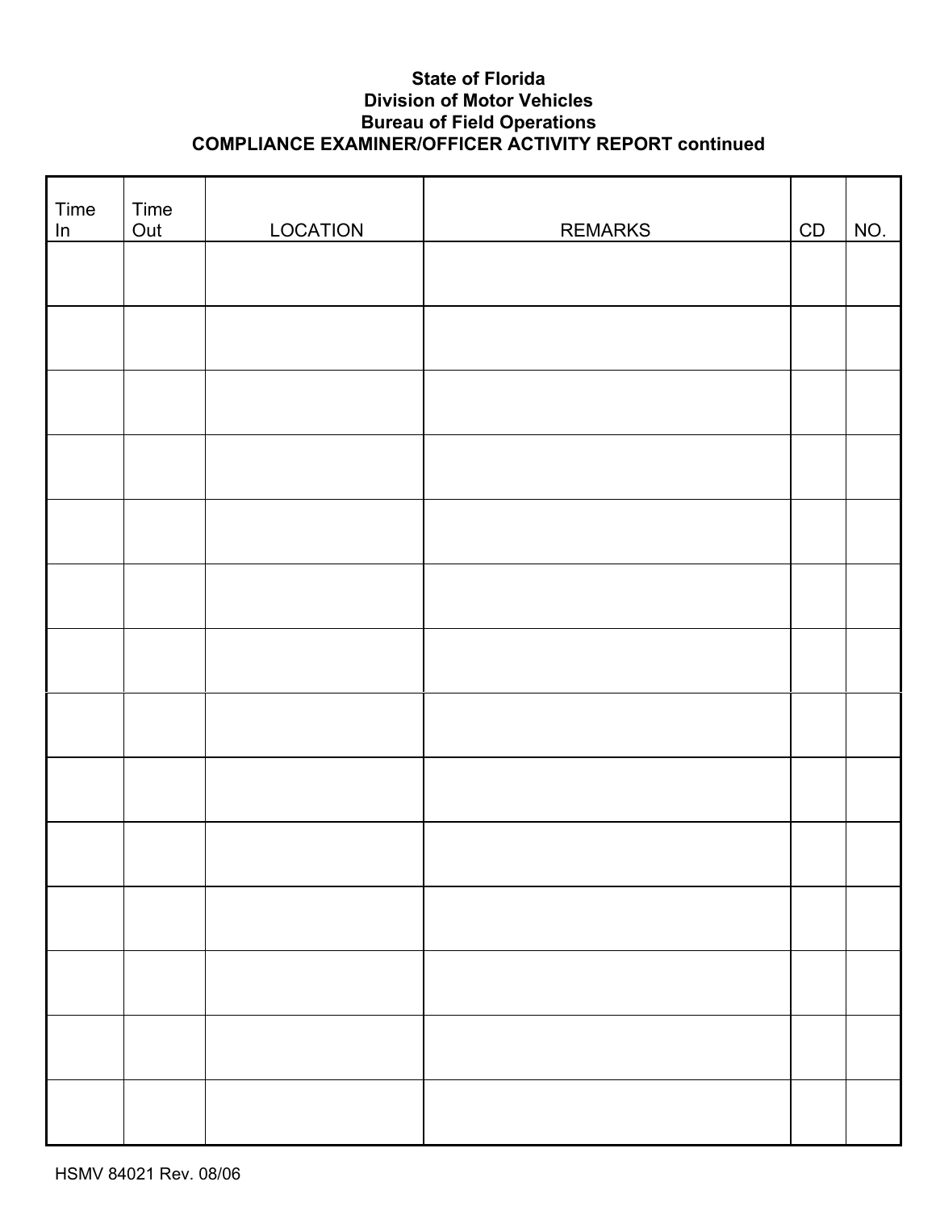**State of Florida**
**Division of Motor Vehicles**
**Bureau of Field Operations**
**COMPLIANCE EXAMINER/OFFICER ACTIVITY REPORT continued**

| Time In | Time Out | LOCATION | REMARKS | CD | NO. |
|---|---|---|---|---|---|
| | | | | | |
| | | | | | |
| | | | | | |
| | | | | | |
| | | | | | |
| | | | | | |
| | | | | | |
| | | | | | |
| | | | | | |
| | | | | | |
| | | | | | |
| | | | | | |
| | | | | | |
| | | | | | |

HSMV 84021 Rev. 08/06